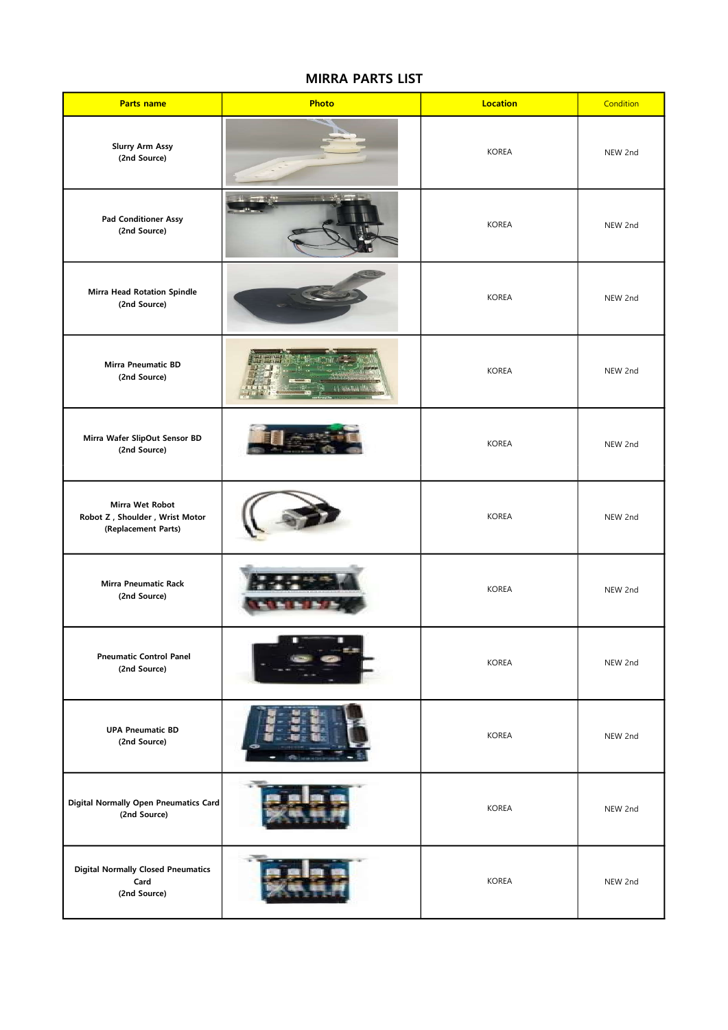# MIRRA PARTS LIST

| Parts name | Photo | Location | Condition |
|---|---|---|---|
| Slurry Arm Assy (2nd Source) | | KOREA | NEW 2nd |
| Pad Conditioner Assy (2nd Source) | | KOREA | NEW 2nd |
| Mirra Head Rotation Spindle (2nd Source) | | KOREA | NEW 2nd |
| Mirra Pneumatic BD (2nd Source) | | KOREA | NEW 2nd |
| Mirra Wafer SlipOut Sensor BD (2nd Source) | | KOREA | NEW 2nd |
| Mirra Wet Robot Robot Z , Shoulder , Wrist Motor (Replacement Parts) | | KOREA | NEW 2nd |
| Mirra Pneumatic Rack (2nd Source) | | KOREA | NEW 2nd |
| Pneumatic Control Panel (2nd Source) | | KOREA | NEW 2nd |
| UPA Pneumatic BD (2nd Source) | | KOREA | NEW 2nd |
| Digital Normally Open Pneumatics Card (2nd Source) | | KOREA | NEW 2nd |
| Digital Normally Closed Pneumatics Card (2nd Source) | | KOREA | NEW 2nd |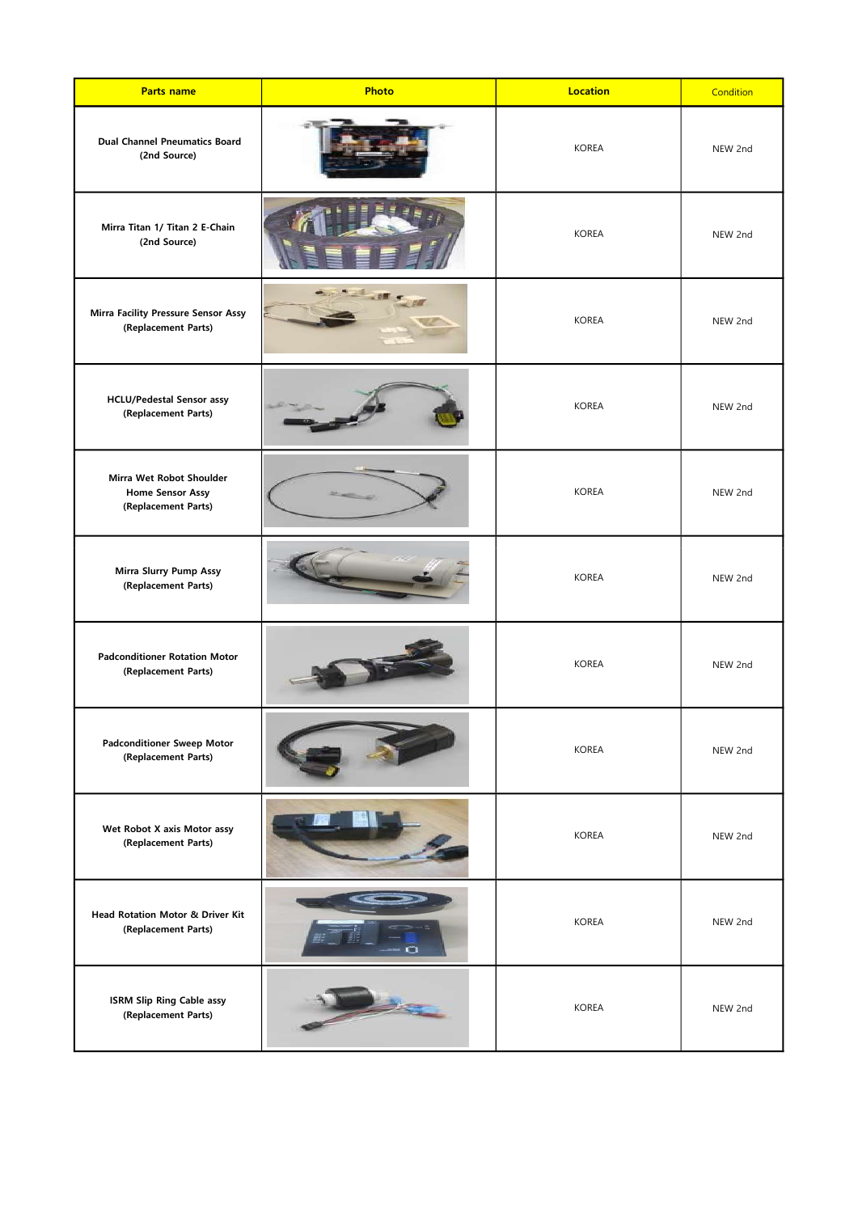| Parts name | Photo | Location | Condition |
|---|---|---|---|
| **Dual Channel Pneumatics Board (2nd Source)** | | KOREA | NEW 2nd |
| **Mirra Titan 1/ Titan 2 E-Chain (2nd Source)** | | KOREA | NEW 2nd |
| **Mirra Facility Pressure Sensor Assy (Replacement Parts)** | | KOREA | NEW 2nd |
| **HCLU/Pedestal Sensor assy (Replacement Parts)** | | KOREA | NEW 2nd |
| **Mirra Wet Robot Shoulder Home Sensor Assy (Replacement Parts)** | | KOREA | NEW 2nd |
| **Mirra Slurry Pump Assy (Replacement Parts)** | | KOREA | NEW 2nd |
| **Padconditioner Rotation Motor (Replacement Parts)** | | KOREA | NEW 2nd |
| **Padconditioner Sweep Motor (Replacement Parts)** | | KOREA | NEW 2nd |
| **Wet Robot X axis Motor assy (Replacement Parts)** | | KOREA | NEW 2nd |
| **Head Rotation Motor & Driver Kit (Replacement Parts)** | | KOREA | NEW 2nd |
| **ISRM Slip Ring Cable assy (Replacement Parts)** | | KOREA | NEW 2nd |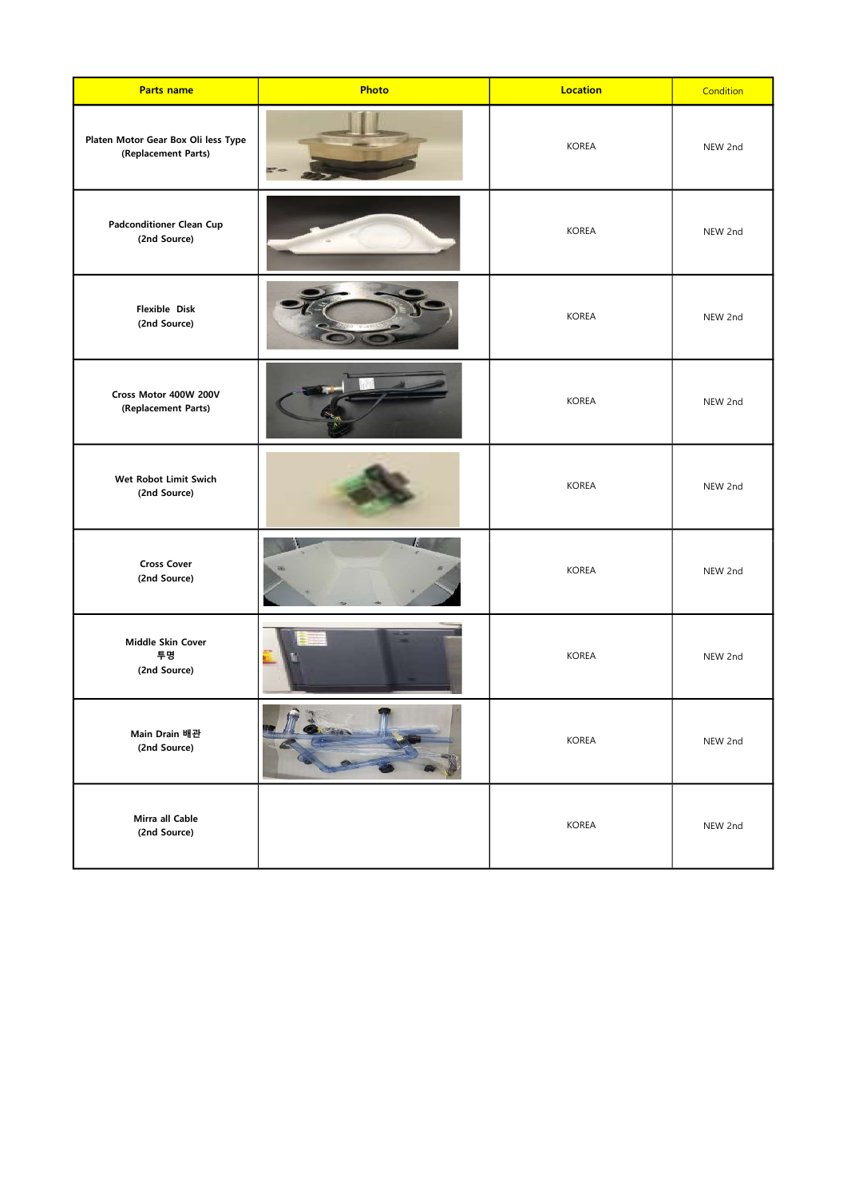| Parts name | Photo | Location | Condition |
|---|---|---|---|
| **Platen Motor Gear Box Oli less Type (Replacement Parts)** | | KOREA | NEW 2nd |
| **Padconditioner Clean Cup (2nd Source)** | | KOREA | NEW 2nd |
| **Flexible Disk (2nd Source)** | | KOREA | NEW 2nd |
| **Cross Motor 400W 200V (Replacement Parts)** | | KOREA | NEW 2nd |
| **Wet Robot Limit Swich (2nd Source)** | | KOREA | NEW 2nd |
| **Cross Cover (2nd Source)** | | KOREA | NEW 2nd |
| **Middle Skin Cover 투명 (2nd Source)** | | KOREA | NEW 2nd |
| **Main Drain 배관 (2nd Source)** | | KOREA | NEW 2nd |
| **Mirra all Cable (2nd Source)** | | KOREA | NEW 2nd |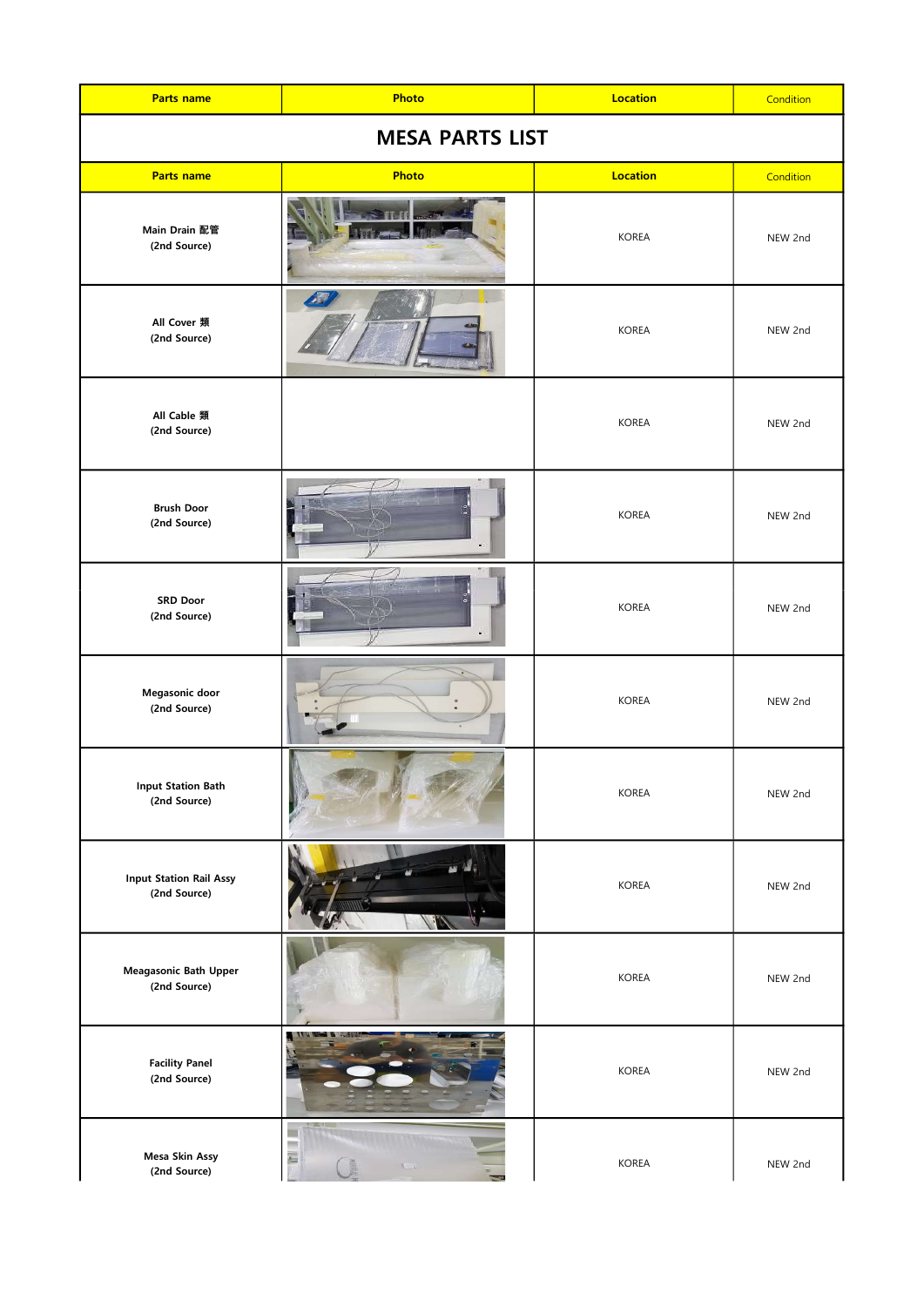| Parts name | Photo | Location | Condition |
| --- | --- | --- | --- |

# MESA PARTS LIST

| Parts name | Photo | Location | Condition |
| --- | --- | --- | --- |
| Main Drain 配管 (2nd Source) | | KOREA | NEW 2nd |
| All Cover 類 (2nd Source) | | KOREA | NEW 2nd |
| All Cable 類 (2nd Source) | | KOREA | NEW 2nd |
| Brush Door (2nd Source) | | KOREA | NEW 2nd |
| SRD Door (2nd Source) | | KOREA | NEW 2nd |
| Megasonic door (2nd Source) | | KOREA | NEW 2nd |
| Input Station Bath (2nd Source) | | KOREA | NEW 2nd |
| Input Station Rail Assy (2nd Source) | | KOREA | NEW 2nd |
| Meagasonic Bath Upper (2nd Source) | | KOREA | NEW 2nd |
| Facility Panel (2nd Source) | | KOREA | NEW 2nd |
| Mesa Skin Assy (2nd Source) | | KOREA | NEW 2nd |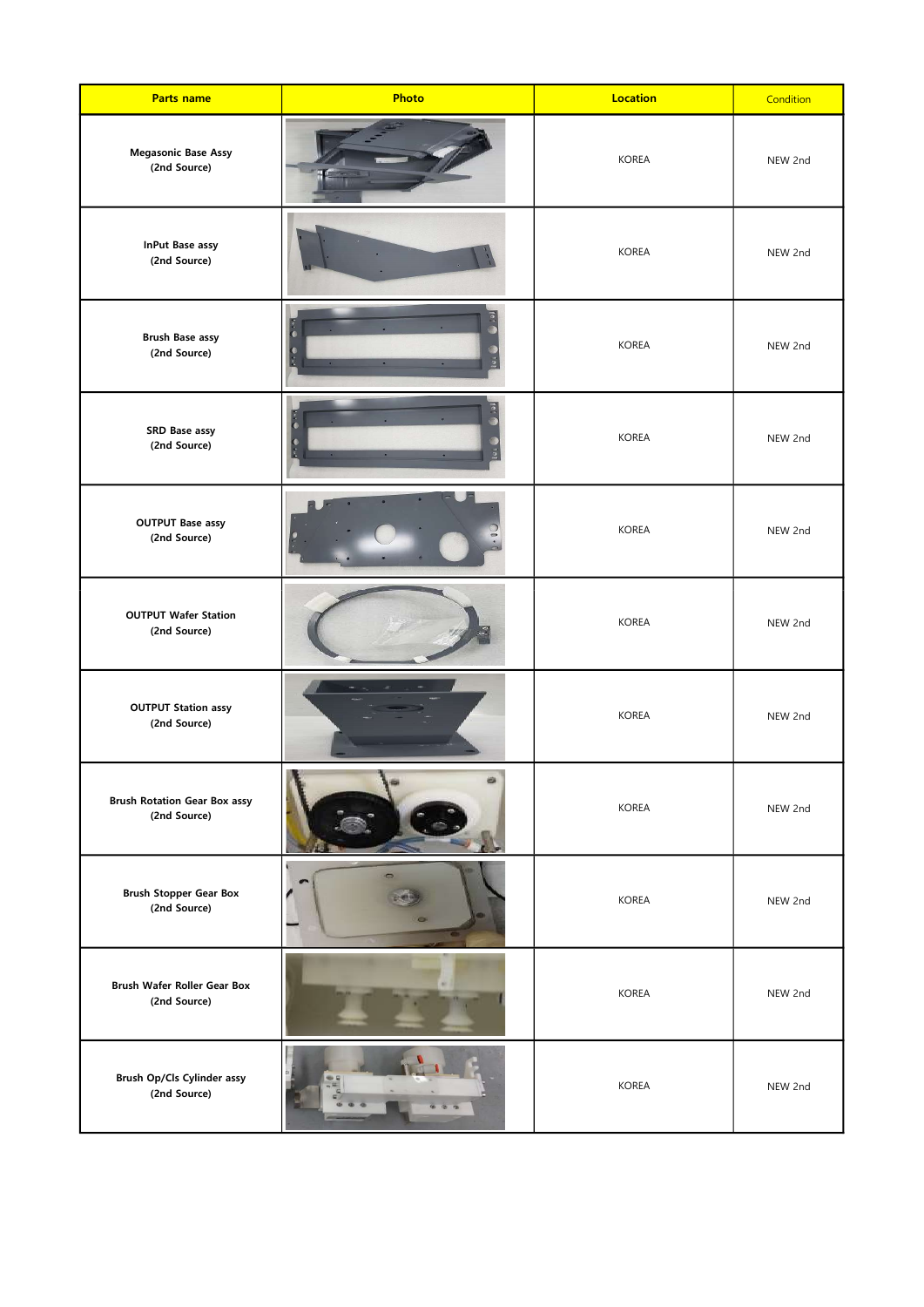| Parts name | Photo | Location | Condition |
|---|---|---|---|
| Megasonic Base Assy (2nd Source) | | KOREA | NEW 2nd |
| InPut Base assy (2nd Source) | | KOREA | NEW 2nd |
| Brush Base assy (2nd Source) | | KOREA | NEW 2nd |
| SRD Base assy (2nd Source) | | KOREA | NEW 2nd |
| OUTPUT Base assy (2nd Source) | | KOREA | NEW 2nd |
| OUTPUT Wafer Station (2nd Source) | | KOREA | NEW 2nd |
| OUTPUT Station assy (2nd Source) | | KOREA | NEW 2nd |
| Brush Rotation Gear Box assy (2nd Source) | | KOREA | NEW 2nd |
| Brush Stopper Gear Box (2nd Source) | | KOREA | NEW 2nd |
| Brush Wafer Roller Gear Box (2nd Source) | | KOREA | NEW 2nd |
| Brush Op/Cls Cylinder assy (2nd Source) | | KOREA | NEW 2nd |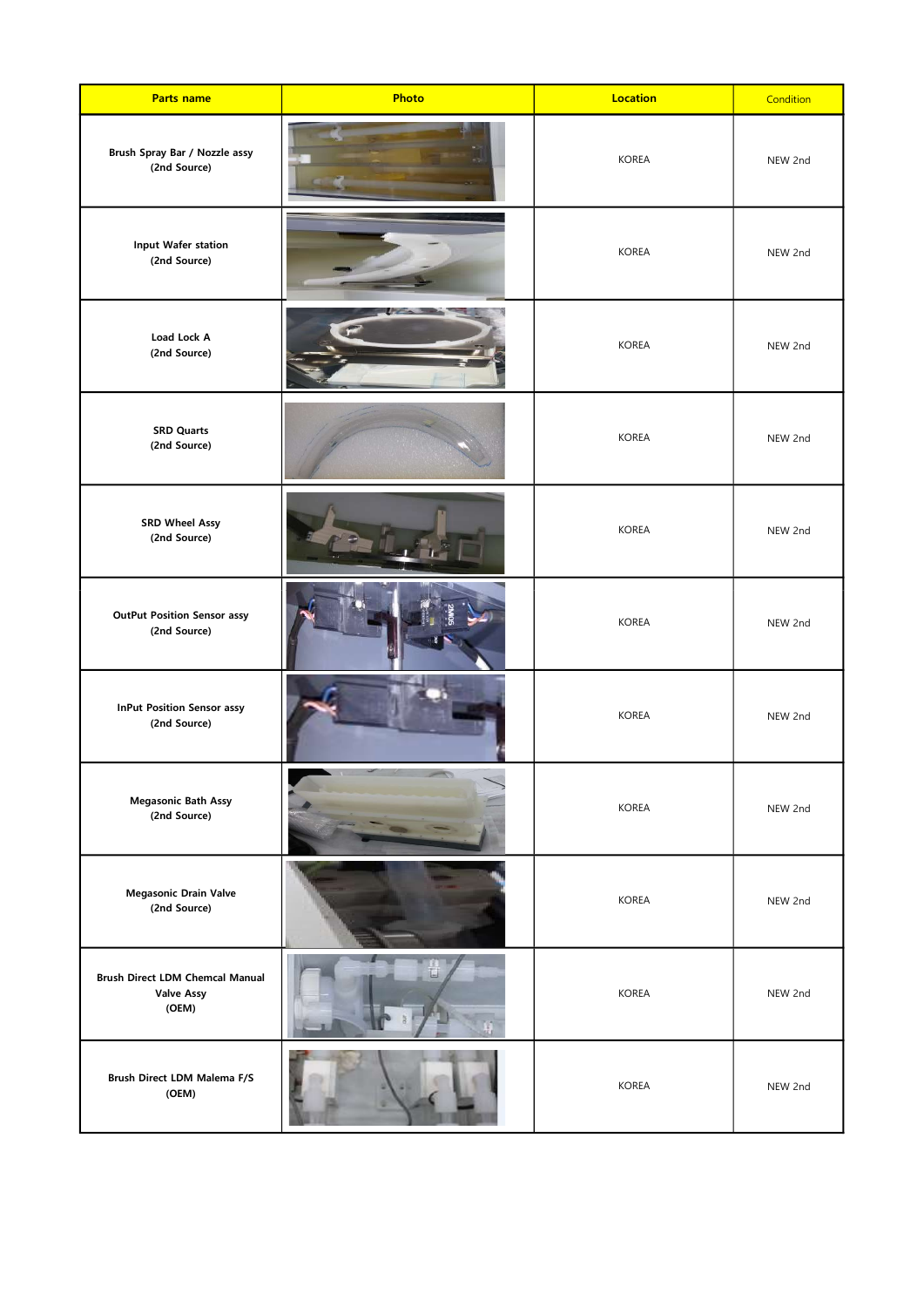| Parts name | Photo | Location | Condition |
| --- | --- | --- | --- |
| Brush Spray Bar / Nozzle assy (2nd Source) | | KOREA | NEW 2nd |
| Input Wafer station (2nd Source) | | KOREA | NEW 2nd |
| Load Lock A (2nd Source) | | KOREA | NEW 2nd |
| SRD Quarts (2nd Source) | | KOREA | NEW 2nd |
| SRD Wheel Assy (2nd Source) | | KOREA | NEW 2nd |
| OutPut Position Sensor assy (2nd Source) | | KOREA | NEW 2nd |
| InPut Position Sensor assy (2nd Source) | | KOREA | NEW 2nd |
| Megasonic Bath Assy (2nd Source) | | KOREA | NEW 2nd |
| Megasonic Drain Valve (2nd Source) | | KOREA | NEW 2nd |
| Brush Direct LDM Chemcal Manual Valve Assy (OEM) | | KOREA | NEW 2nd |
| Brush Direct LDM Malema F/S (OEM) | | KOREA | NEW 2nd |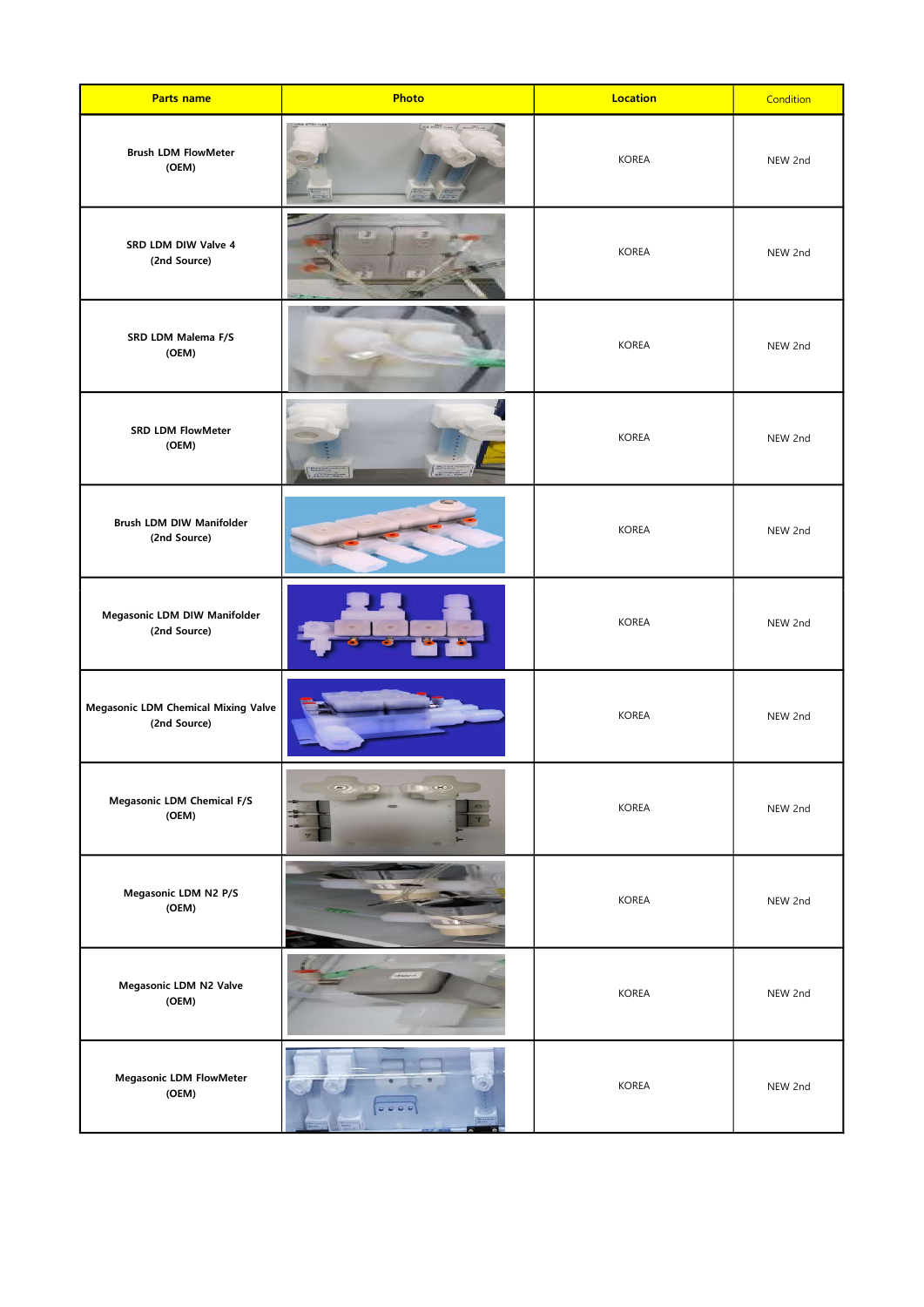| Parts name | Photo | Location | Condition |
|---|---|---|---|
| Brush LDM FlowMeter (OEM) | | KOREA | NEW 2nd |
| SRD LDM DIW Valve 4 (2nd Source) | | KOREA | NEW 2nd |
| SRD LDM Malema F/S (OEM) | | KOREA | NEW 2nd |
| SRD LDM FlowMeter (OEM) | | KOREA | NEW 2nd |
| Brush LDM DIW Manifolder (2nd Source) | | KOREA | NEW 2nd |
| Megasonic LDM DIW Manifolder (2nd Source) | | KOREA | NEW 2nd |
| Megasonic LDM Chemical Mixing Valve (2nd Source) | | KOREA | NEW 2nd |
| Megasonic LDM Chemical F/S (OEM) | | KOREA | NEW 2nd |
| Megasonic LDM N2 P/S (OEM) | | KOREA | NEW 2nd |
| Megasonic LDM N2 Valve (OEM) | | KOREA | NEW 2nd |
| Megasonic LDM FlowMeter (OEM) | | KOREA | NEW 2nd |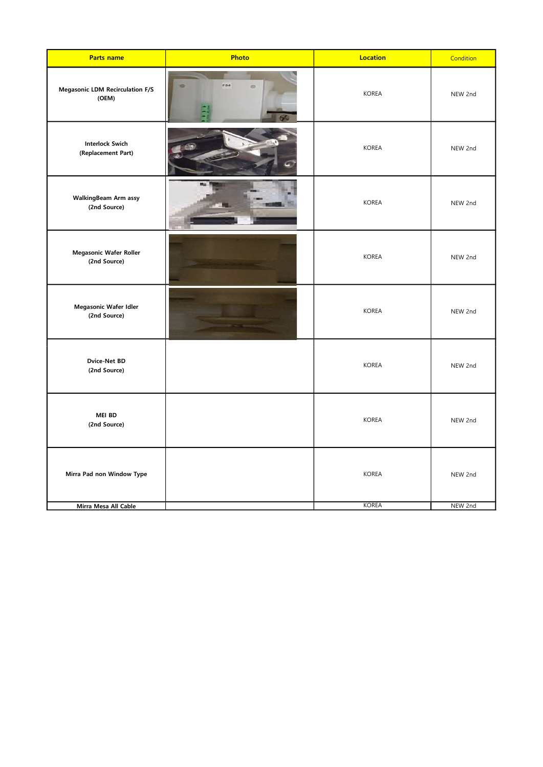| Parts name | Photo | Location | Condition |
|---|---|---|---|
| **Megasonic LDM Recirculation F/S (OEM)** | | KOREA | NEW 2nd |
| **Interlock Swich (Replacement Part)** | | KOREA | NEW 2nd |
| **WalkingBeam Arm assy (2nd Source)** | | KOREA | NEW 2nd |
| **Megasonic Wafer Roller (2nd Source)** | | KOREA | NEW 2nd |
| **Megasonic Wafer Idler (2nd Source)** | | KOREA | NEW 2nd |
| **Dvice-Net BD (2nd Source)** | | KOREA | NEW 2nd |
| **MEI BD (2nd Source)** | | KOREA | NEW 2nd |
| **Mirra Pad non Window Type** | | KOREA | NEW 2nd |
| **Mirra Mesa All Cable** | | KOREA | NEW 2nd |